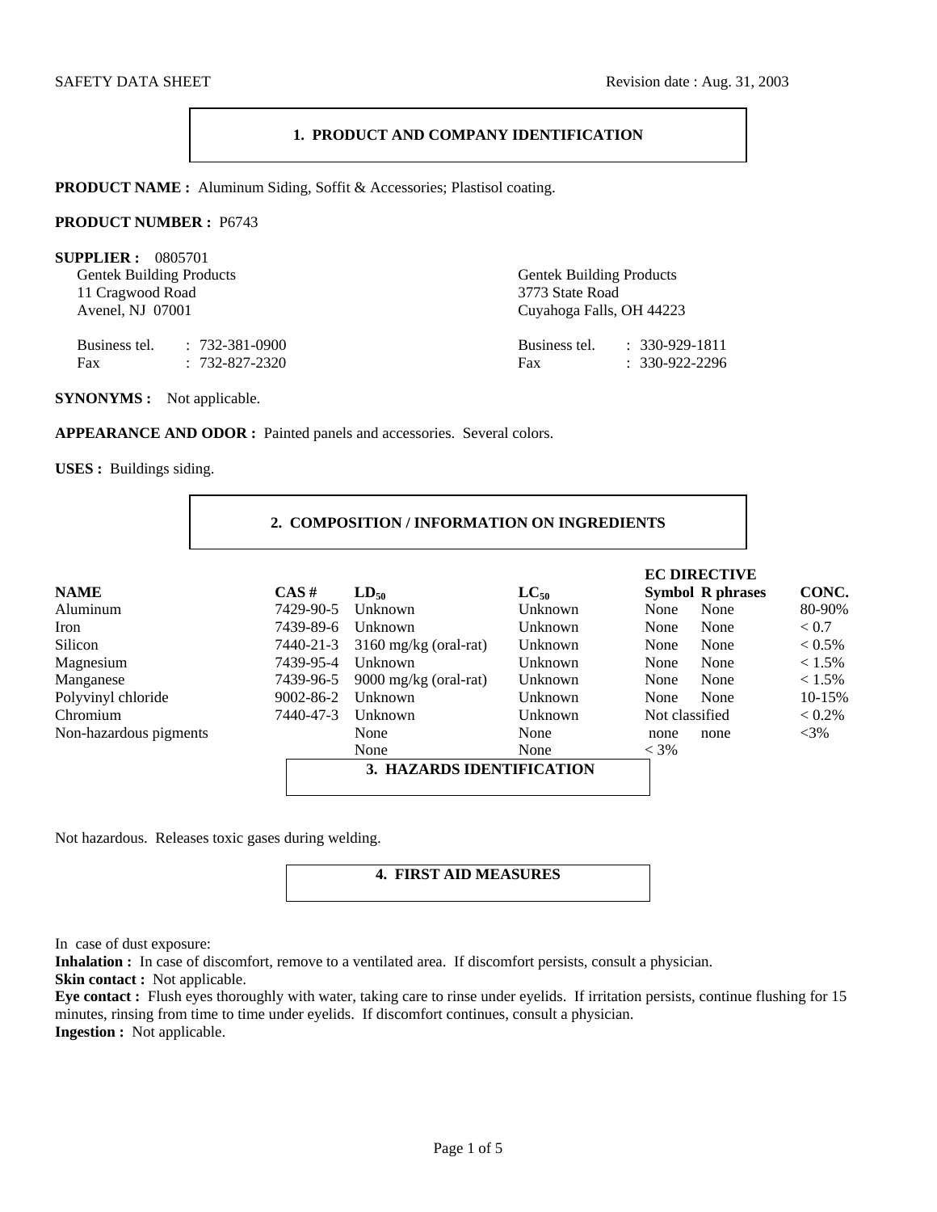SAFETY DATA SHEET Revision date : Aug. 31, 2003

## 1. PRODUCT AND COMPANY IDENTIFICATION

**PRODUCT NAME :** Aluminum Siding, Soffit & Accessories; Plastisol coating.

**PRODUCT NUMBER :** P6743

**SUPPLIER :** 0805701

Gentek Building Products
11 Cragwood Road
Avenel, NJ 07001

Business tel. : 732-381-0900
Fax : 732-827-2320

Gentek Building Products
3773 State Road
Cuyahoga Falls, OH 44223

Business tel. : 330-929-1811
Fax : 330-922-2296

**SYNONYMS :** Not applicable.

**APPEARANCE AND ODOR :** Painted panels and accessories. Several colors.

**USES :** Buildings siding.

## 2. COMPOSITION / INFORMATION ON INGREDIENTS

| NAME | CAS # | $LD_{50}$ | $LC_{50}$ | EC DIRECTIVE Symbol | R phrases | CONC. |
|---|---|---|---|---|---|---|
| Aluminum | 7429-90-5 | Unknown | Unknown | None | None | 80-90% |
| Iron | 7439-89-6 | Unknown | Unknown | None | None | < 0.7 |
| Silicon | 7440-21-3 | 3160 mg/kg (oral-rat) | Unknown | None | None | < 0.5% |
| Magnesium | 7439-95-4 | Unknown | Unknown | None | None | < 1.5% |
| Manganese | 7439-96-5 | 9000 mg/kg (oral-rat) | Unknown | None | None | < 1.5% |
| Polyvinyl chloride | 9002-86-2 | Unknown | Unknown | None | None | 10-15% |
| Chromium | 7440-47-3 | Unknown | Unknown | Not classified | | < 0.2% |
| Non-hazardous pigments | | None | None | none | none | <3% |
| | | None | None | < 3% | | |

## 3. HAZARDS IDENTIFICATION

Not hazardous. Releases toxic gases during welding.

## 4. FIRST AID MEASURES

In case of dust exposure:

**Inhalation :** In case of discomfort, remove to a ventilated area. If discomfort persists, consult a physician.

**Skin contact :** Not applicable.

**Eye contact :** Flush eyes thoroughly with water, taking care to rinse under eyelids. If irritation persists, continue flushing for 15 minutes, rinsing from time to time under eyelids. If discomfort continues, consult a physician.

**Ingestion :** Not applicable.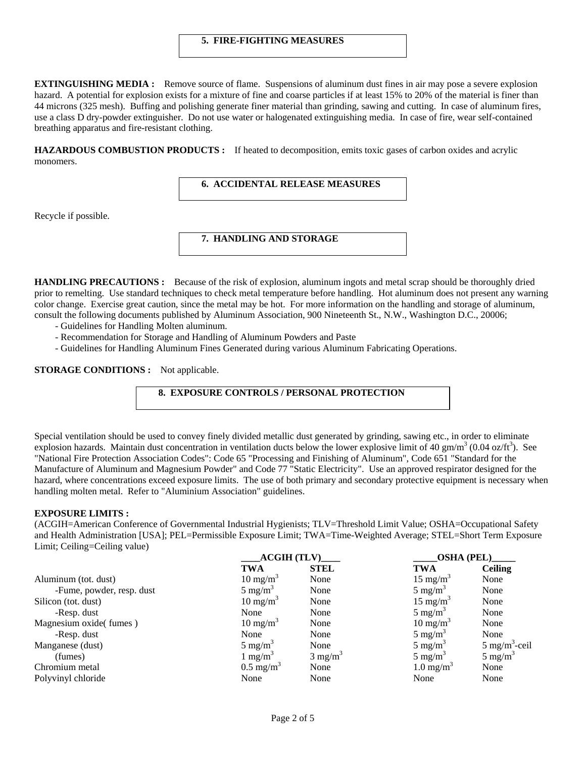## 5. FIRE-FIGHTING MEASURES

**EXTINGUISHING MEDIA :** Remove source of flame. Suspensions of aluminum dust fines in air may pose a severe explosion hazard. A potential for explosion exists for a mixture of fine and coarse particles if at least 15% to 20% of the material is finer than 44 microns (325 mesh). Buffing and polishing generate finer material than grinding, sawing and cutting. In case of aluminum fires, use a class D dry-powder extinguisher. Do not use water or halogenated extinguishing media. In case of fire, wear self-contained breathing apparatus and fire-resistant clothing.

**HAZARDOUS COMBUSTION PRODUCTS :** If heated to decomposition, emits toxic gases of carbon oxides and acrylic monomers.

## 6. ACCIDENTAL RELEASE MEASURES

Recycle if possible.

## 7. HANDLING AND STORAGE

**HANDLING PRECAUTIONS :** Because of the risk of explosion, aluminum ingots and metal scrap should be thoroughly dried prior to remelting. Use standard techniques to check metal temperature before handling. Hot aluminum does not present any warning color change. Exercise great caution, since the metal may be hot. For more information on the handling and storage of aluminum, consult the following documents published by Aluminum Association, 900 Nineteenth St., N.W., Washington D.C., 20006;

- Guidelines for Handling Molten aluminum.
- Recommendation for Storage and Handling of Aluminum Powders and Paste
- Guidelines for Handling Aluminum Fines Generated during various Aluminum Fabricating Operations.

**STORAGE CONDITIONS :** Not applicable.

## 8. EXPOSURE CONTROLS / PERSONAL PROTECTION

Special ventilation should be used to convey finely divided metallic dust generated by grinding, sawing etc., in order to eliminate explosion hazards. Maintain dust concentration in ventilation ducts below the lower explosive limit of 40 gm/m$^3$ (0.04 oz/ft$^3$). See "National Fire Protection Association Codes": Code 65 "Processing and Finishing of Aluminum", Code 651 "Standard for the Manufacture of Aluminum and Magnesium Powder" and Code 77 "Static Electricity". Use an approved respirator designed for the hazard, where concentrations exceed exposure limits. The use of both primary and secondary protective equipment is necessary when handling molten metal. Refer to "Aluminium Association" guidelines.

**EXPOSURE LIMITS :**

(ACGIH=American Conference of Governmental Industrial Hygienists; TLV=Threshold Limit Value; OSHA=Occupational Safety and Health Administration [USA]; PEL=Permissible Exposure Limit; TWA=Time-Weighted Average; STEL=Short Term Exposure Limit; Ceiling=Ceiling value)

| | ACGIH (TLV) | | OSHA (PEL) | |
|---|---|---|---|---|
| | **TWA** | **STEL** | **TWA** | **Ceiling** |
| Aluminum (tot. dust) | 10 mg/m$^3$ | None | 15 mg/m$^3$ | None |
| -Fume, powder, resp. dust | 5 mg/m$^3$ | None | 5 mg/m$^3$ | None |
| Silicon (tot. dust) | 10 mg/m$^3$ | None | 15 mg/m$^3$ | None |
| -Resp. dust | None | None | 5 mg/m$^3$ | None |
| Magnesium oxide( fumes ) | 10 mg/m$^3$ | None | 10 mg/m$^3$ | None |
| -Resp. dust | None | None | 5 mg/m$^3$ | None |
| Manganese (dust) | 5 mg/m$^3$ | None | 5 mg/m$^3$ | 5 mg/m$^3$-ceil |
| (fumes) | 1 mg/m$^3$ | 3 mg/m$^3$ | 5 mg/m$^3$ | 5 mg/m$^3$ |
| Chromium metal | 0.5 mg/m$^3$ | None | 1.0 mg/m$^3$ | None |
| Polyvinyl chloride | None | None | None | None |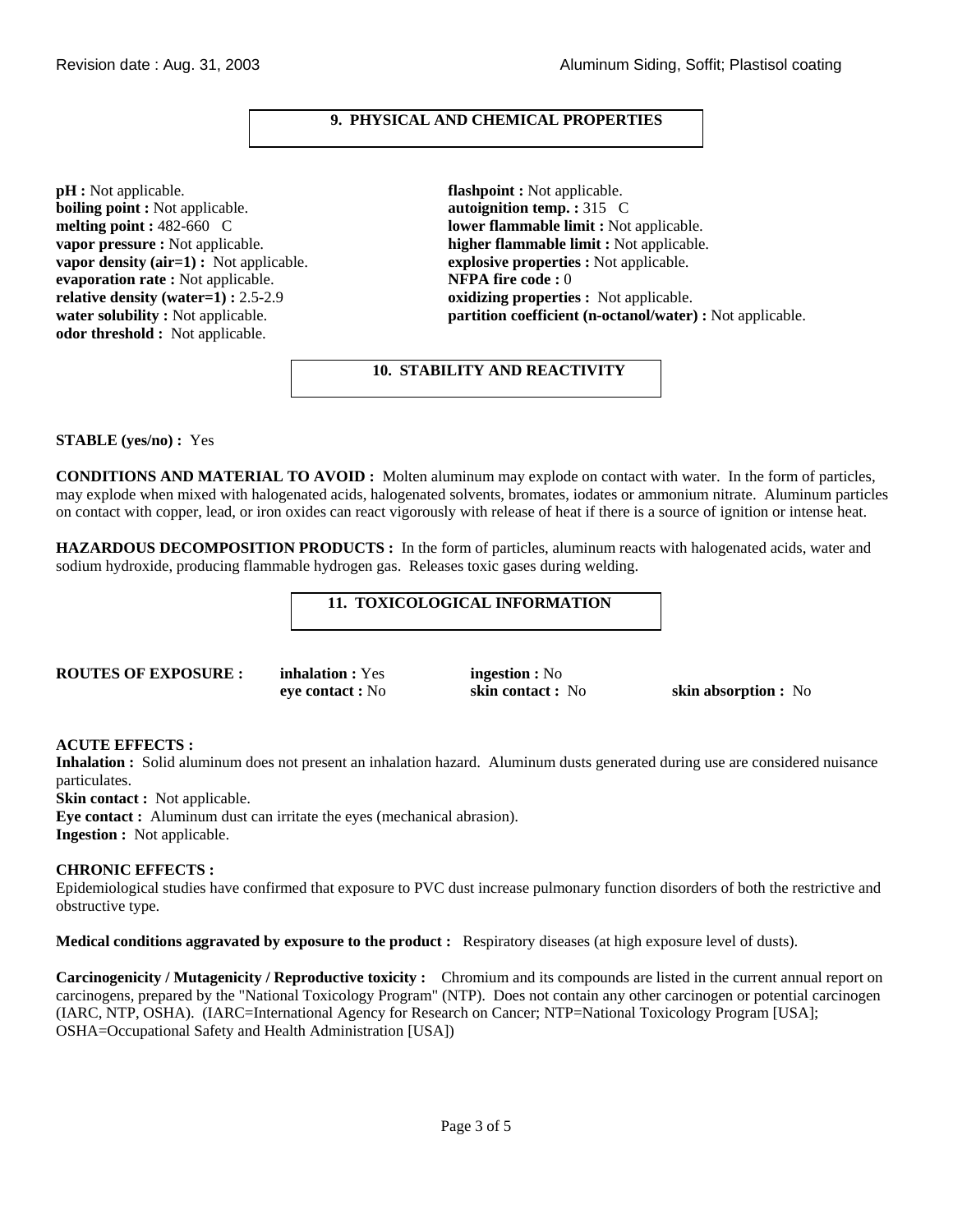## 9. PHYSICAL AND CHEMICAL PROPERTIES

**pH :** Not applicable.
**boiling point :** Not applicable.
**melting point :** 482-660 C
**vapor pressure :** Not applicable.
**vapor density (air=1) :** Not applicable.
**evaporation rate :** Not applicable.
**relative density (water=1) :** 2.5-2.9
**water solubility :** Not applicable.
**odor threshold :** Not applicable.

**flashpoint :** Not applicable.
**autoignition temp. :** 315 C
**lower flammable limit :** Not applicable.
**higher flammable limit :** Not applicable.
**explosive properties :** Not applicable.
**NFPA fire code :** 0
**oxidizing properties :** Not applicable.
**partition coefficient (n-octanol/water) :** Not applicable.

## 10. STABILITY AND REACTIVITY

**STABLE (yes/no) :** Yes

**CONDITIONS AND MATERIAL TO AVOID :** Molten aluminum may explode on contact with water. In the form of particles, may explode when mixed with halogenated acids, halogenated solvents, bromates, iodates or ammonium nitrate. Aluminum particles on contact with copper, lead, or iron oxides can react vigorously with release of heat if there is a source of ignition or intense heat.

**HAZARDOUS DECOMPOSITION PRODUCTS :** In the form of particles, aluminum reacts with halogenated acids, water and sodium hydroxide, producing flammable hydrogen gas. Releases toxic gases during welding.

## 11. TOXICOLOGICAL INFORMATION

**ROUTES OF EXPOSURE :** **inhalation :** Yes **ingestion :** No **eye contact :** No **skin contact :** No **skin absorption :** No

**ACUTE EFFECTS :**
**Inhalation :** Solid aluminum does not present an inhalation hazard. Aluminum dusts generated during use are considered nuisance particulates.
**Skin contact :** Not applicable.
**Eye contact :** Aluminum dust can irritate the eyes (mechanical abrasion).
**Ingestion :** Not applicable.

**CHRONIC EFFECTS :**
Epidemiological studies have confirmed that exposure to PVC dust increase pulmonary function disorders of both the restrictive and obstructive type.

**Medical conditions aggravated by exposure to the product :** Respiratory diseases (at high exposure level of dusts).

**Carcinogenicity / Mutagenicity / Reproductive toxicity :** Chromium and its compounds are listed in the current annual report on carcinogens, prepared by the "National Toxicology Program" (NTP). Does not contain any other carcinogen or potential carcinogen (IARC, NTP, OSHA). (IARC=International Agency for Research on Cancer; NTP=National Toxicology Program [USA]; OSHA=Occupational Safety and Health Administration [USA])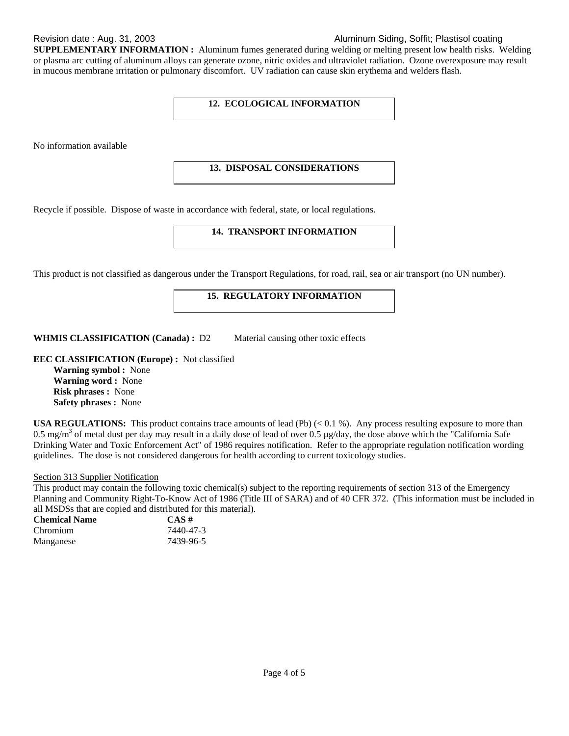**SUPPLEMENTARY INFORMATION :** Aluminum fumes generated during welding or melting present low health risks. Welding or plasma arc cutting of aluminum alloys can generate ozone, nitric oxides and ultraviolet radiation. Ozone overexposure may result in mucous membrane irritation or pulmonary discomfort. UV radiation can cause skin erythema and welders flash.

## 12. ECOLOGICAL INFORMATION

No information available

## 13. DISPOSAL CONSIDERATIONS

Recycle if possible. Dispose of waste in accordance with federal, state, or local regulations.

## 14. TRANSPORT INFORMATION

This product is not classified as dangerous under the Transport Regulations, for road, rail, sea or air transport (no UN number).

## 15. REGULATORY INFORMATION

**WHMIS CLASSIFICATION (Canada) :** D2 Material causing other toxic effects

**EEC CLASSIFICATION (Europe) :** Not classified
- **Warning symbol :** None
- **Warning word :** None
- **Risk phrases :** None
- **Safety phrases :** None

**USA REGULATIONS:** This product contains trace amounts of lead (Pb) (< 0.1 %). Any process resulting exposure to more than 0.5 mg/m$^3$ of metal dust per day may result in a daily dose of lead of over 0.5 µg/day, the dose above which the "California Safe Drinking Water and Toxic Enforcement Act" of 1986 requires notification. Refer to the appropriate regulation notification wording guidelines. The dose is not considered dangerous for health according to current toxicology studies.

Section 313 Supplier Notification

This product may contain the following toxic chemical(s) subject to the reporting requirements of section 313 of the Emergency Planning and Community Right-To-Know Act of 1986 (Title III of SARA) and of 40 CFR 372. (This information must be included in all MSDSs that are copied and distributed for this material).

| Chemical Name | CAS # |
|---|---|
| Chromium | 7440-47-3 |
| Manganese | 7439-96-5 |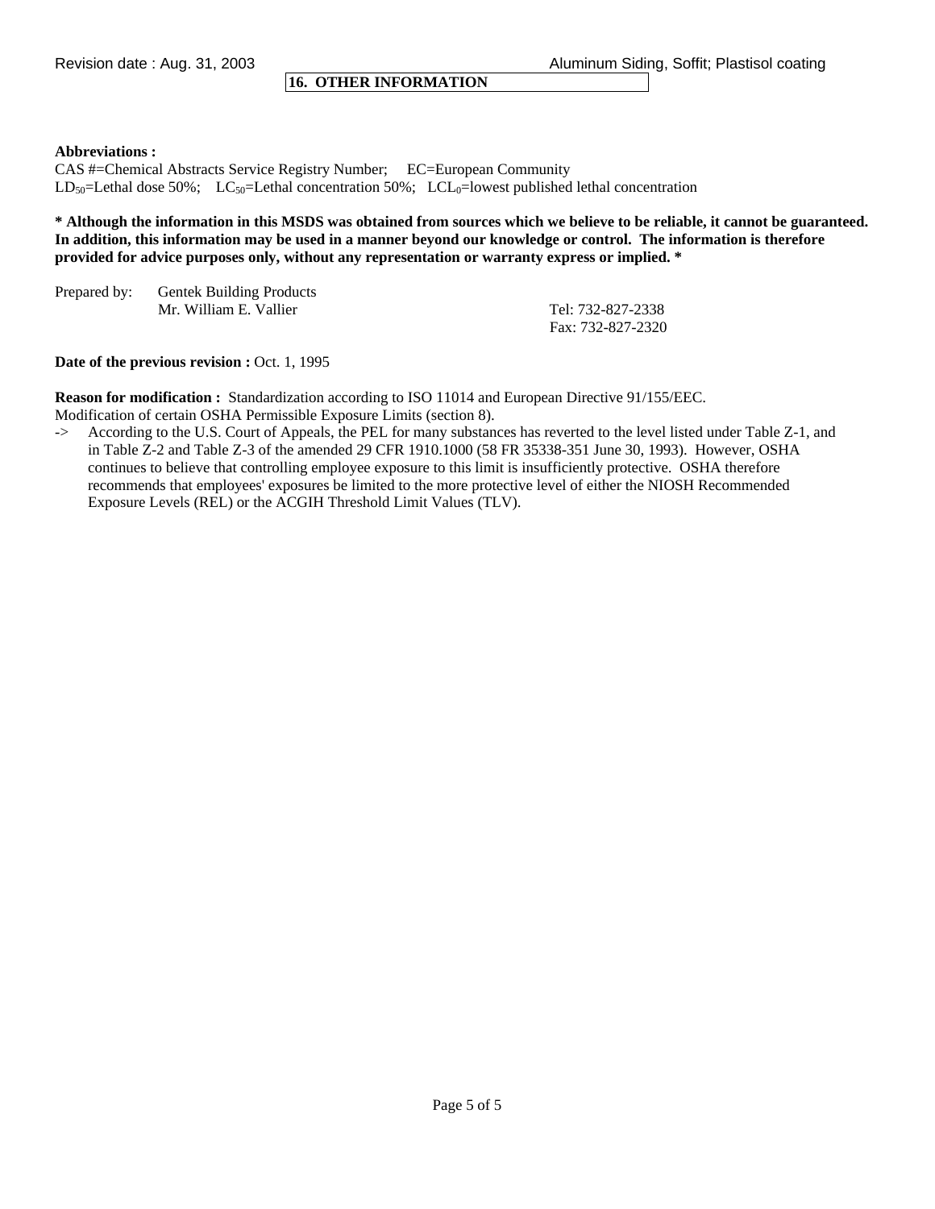## 16. OTHER INFORMATION

**Abbreviations :**

CAS #=Chemical Abstracts Service Registry Number; EC=European Community
$LD_{50}$=Lethal dose 50%; $LC_{50}$=Lethal concentration 50%; $LCL_0$=lowest published lethal concentration

**\* Although the information in this MSDS was obtained from sources which we believe to be reliable, it cannot be guaranteed. In addition, this information may be used in a manner beyond our knowledge or control. The information is therefore provided for advice purposes only, without any representation or warranty express or implied. \***

Prepared by: Gentek Building Products
Mr. William E. Vallier
Tel: 732-827-2338
Fax: 732-827-2320

**Date of the previous revision :** Oct. 1, 1995

**Reason for modification :** Standardization according to ISO 11014 and European Directive 91/155/EEC.
Modification of certain OSHA Permissible Exposure Limits (section 8).

-> According to the U.S. Court of Appeals, the PEL for many substances has reverted to the level listed under Table Z-1, and in Table Z-2 and Table Z-3 of the amended 29 CFR 1910.1000 (58 FR 35338-351 June 30, 1993). However, OSHA continues to believe that controlling employee exposure to this limit is insufficiently protective. OSHA therefore recommends that employees' exposures be limited to the more protective level of either the NIOSH Recommended Exposure Levels (REL) or the ACGIH Threshold Limit Values (TLV).